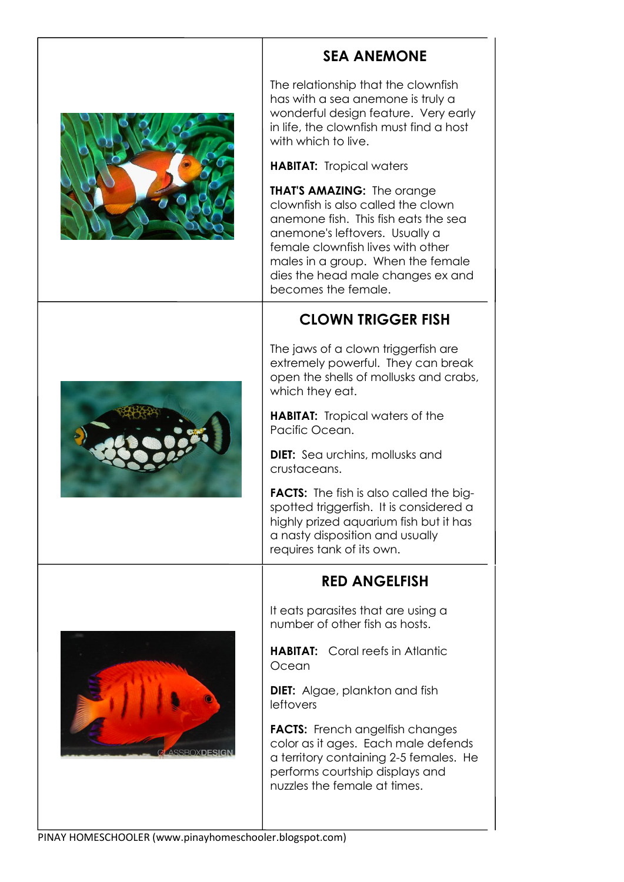## SEA ANEMONE

The relationship that the clownfish has with a sea anemone is truly a wonderful design feature. Very early in life, the clownfish must find a host with which to live.

**HABITAT:** Tropical waters

**THAT'S AMAZING:** The orange clownfish is also called the clown anemone fish. This fish eats the sea anemone's leftovers. Usually a female clownfish lives with other males in a group. When the female dies the head male changes ex and becomes the female.

## CLOWN TRIGGER FISH

The jaws of a clown triggerfish are extremely powerful. They can break open the shells of mollusks and crabs, which they eat.

**HABITAT:** Tropical waters of the Pacific Ocean.

**DIET:** Sea urchins, mollusks and crustaceans.

**FACTS:** The fish is also called the big-spotted triggerfish. It is considered a highly prized aquarium fish but it has a nasty disposition and usually requires tank of its own.

## RED ANGELFISH

It eats parasites that are using a number of other fish as hosts.

**HABITAT:** Coral reefs in Atlantic Ocean

**DIET:** Algae, plankton and fish leftovers

**FACTS:** French angelfish changes color as it ages. Each male defends a territory containing 2-5 females. He performs courtship displays and nuzzles the female at times.

PINAY HOMESCHOOLER (www.pinayhomeschooler.blogspot.com)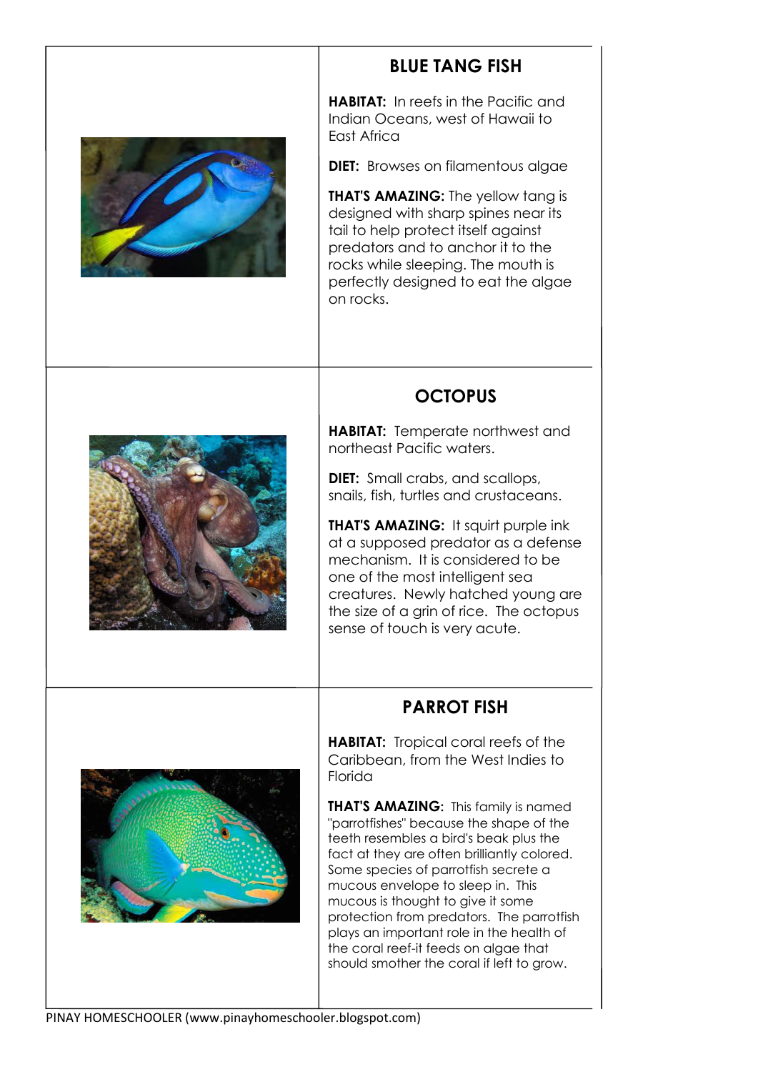## BLUE TANG FISH

**HABITAT:** In reefs in the Pacific and Indian Oceans, west of Hawaii to East Africa

**DIET:** Browses on filamentous algae

**THAT'S AMAZING:** The yellow tang is designed with sharp spines near its tail to help protect itself against predators and to anchor it to the rocks while sleeping. The mouth is perfectly designed to eat the algae on rocks.

## OCTOPUS

**HABITAT:** Temperate northwest and northeast Pacific waters.

**DIET:** Small crabs, and scallops, snails, fish, turtles and crustaceans.

**THAT'S AMAZING:** It squirt purple ink at a supposed predator as a defense mechanism. It is considered to be one of the most intelligent sea creatures. Newly hatched young are the size of a grin of rice. The octopus sense of touch is very acute.

## PARROT FISH

**HABITAT:** Tropical coral reefs of the Caribbean, from the West Indies to Florida

**THAT'S AMAZING:** This family is named "parrotfishes" because the shape of the teeth resembles a bird's beak plus the fact at they are often brilliantly colored. Some species of parrotfish secrete a mucous envelope to sleep in. This mucous is thought to give it some protection from predators. The parrotfish plays an important role in the health of the coral reef-it feeds on algae that should smother the coral if left to grow.

PINAY HOMESCHOOLER (www.pinayhomeschooler.blogspot.com)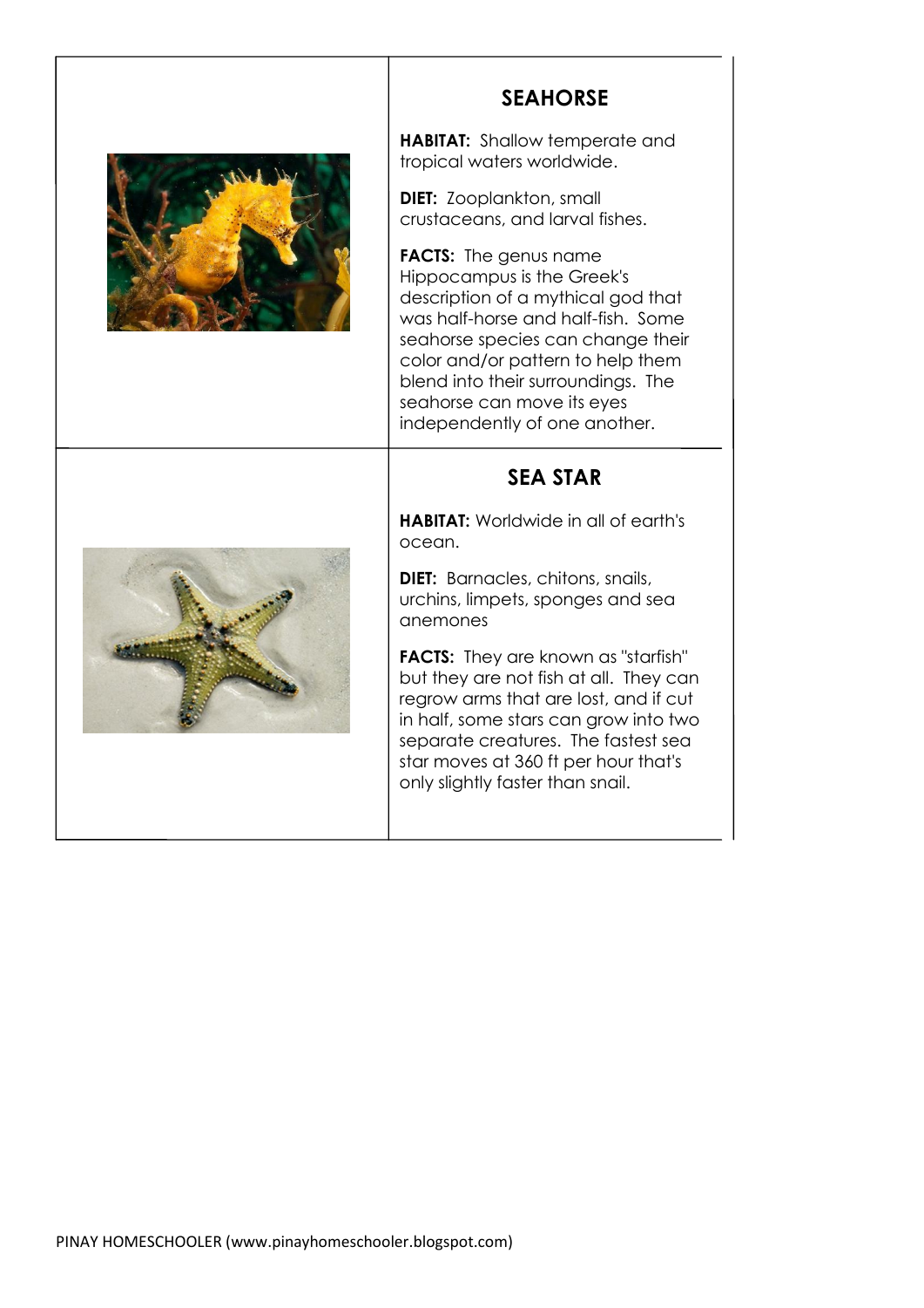## SEAHORSE

**HABITAT:** Shallow temperate and tropical waters worldwide.

**DIET:** Zooplankton, small crustaceans, and larval fishes.

**FACTS:** The genus name Hippocampus is the Greek's description of a mythical god that was half-horse and half-fish. Some seahorse species can change their color and/or pattern to help them blend into their surroundings. The seahorse can move its eyes independently of one another.

## SEA STAR

**HABITAT:** Worldwide in all of earth's ocean.

**DIET:** Barnacles, chitons, snails, urchins, limpets, sponges and sea anemones

**FACTS:** They are known as "starfish" but they are not fish at all. They can regrow arms that are lost, and if cut in half, some stars can grow into two separate creatures. The fastest sea star moves at 360 ft per hour that's only slightly faster than snail.